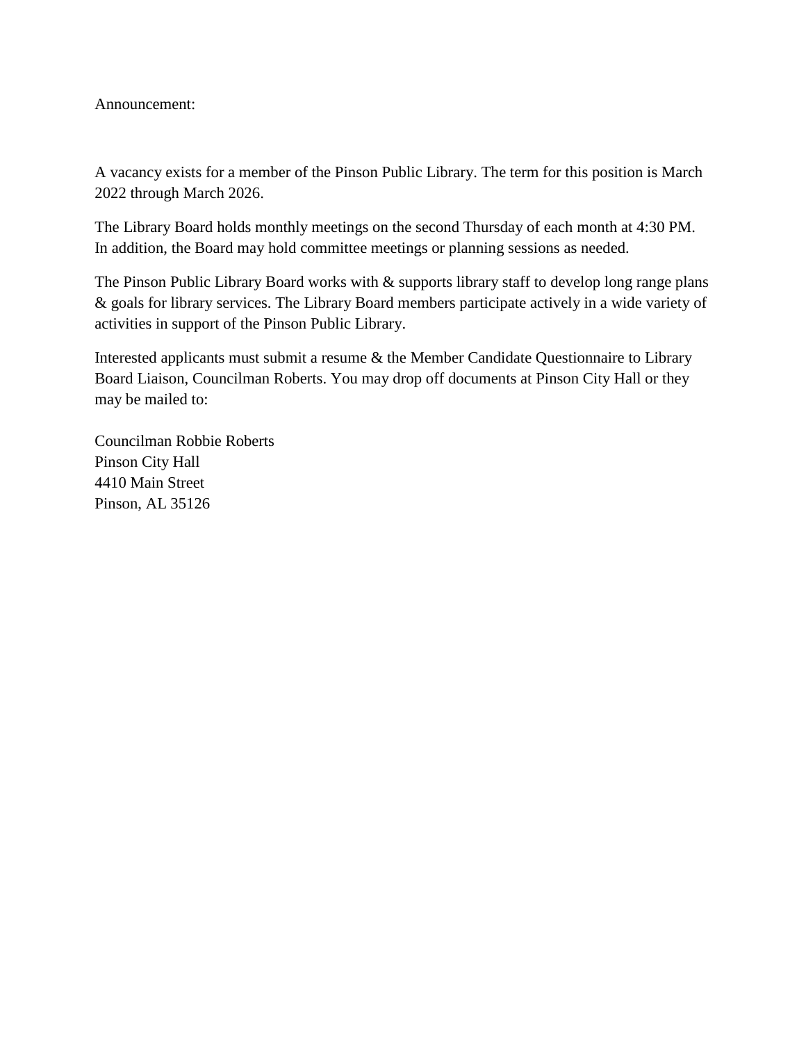Announcement:

A vacancy exists for a member of the Pinson Public Library. The term for this position is March 2022 through March 2026.

The Library Board holds monthly meetings on the second Thursday of each month at 4:30 PM. In addition, the Board may hold committee meetings or planning sessions as needed.

The Pinson Public Library Board works with & supports library staff to develop long range plans & goals for library services. The Library Board members participate actively in a wide variety of activities in support of the Pinson Public Library.

Interested applicants must submit a resume & the Member Candidate Questionnaire to Library Board Liaison, Councilman Roberts. You may drop off documents at Pinson City Hall or they may be mailed to:

Councilman Robbie Roberts  
Pinson City Hall  
4410 Main Street  
Pinson, AL 35126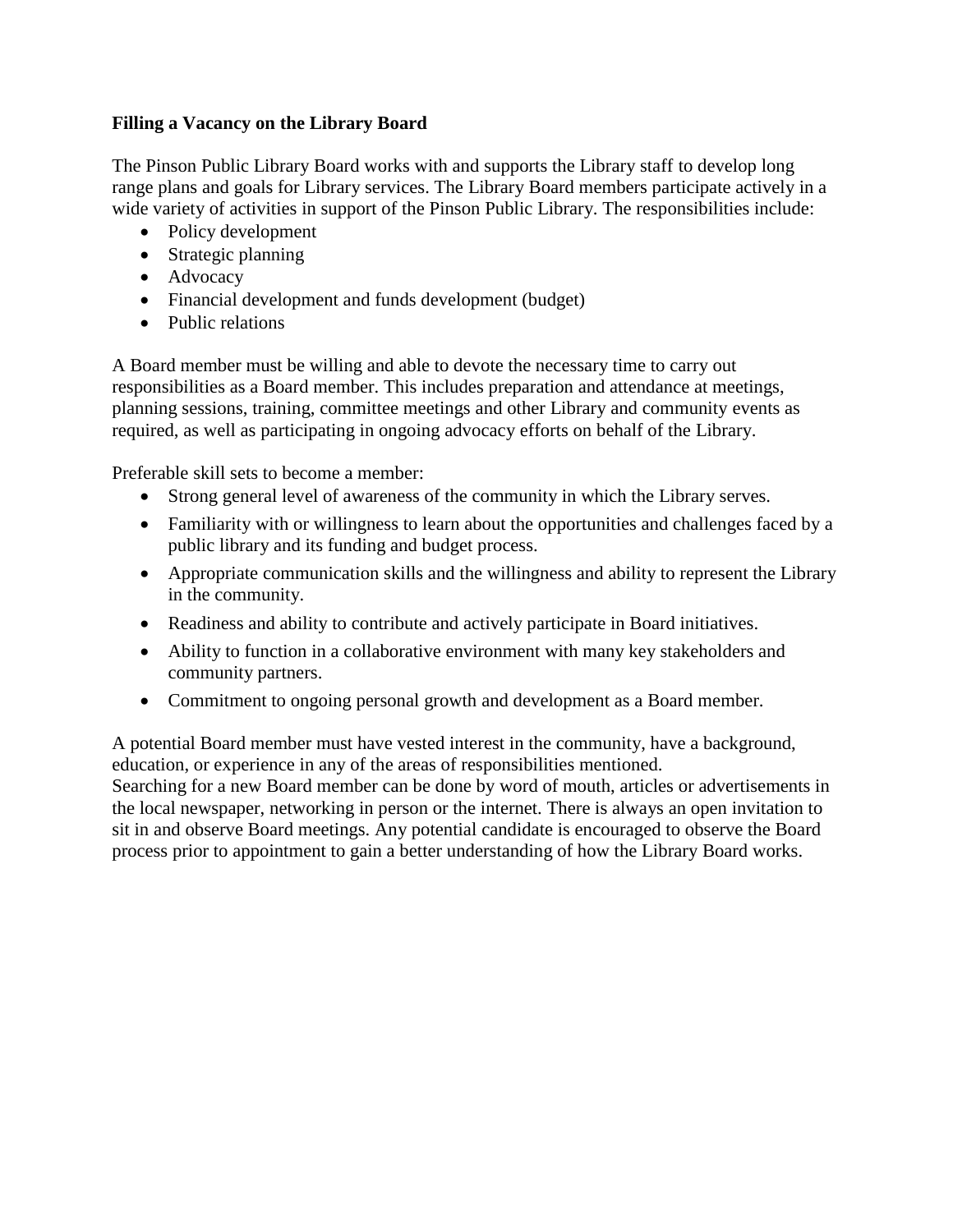**Filling a Vacancy on the Library Board**

The Pinson Public Library Board works with and supports the Library staff to develop long range plans and goals for Library services. The Library Board members participate actively in a wide variety of activities in support of the Pinson Public Library. The responsibilities include:

- Policy development
- Strategic planning
- Advocacy
- Financial development and funds development (budget)
- Public relations

A Board member must be willing and able to devote the necessary time to carry out responsibilities as a Board member. This includes preparation and attendance at meetings, planning sessions, training, committee meetings and other Library and community events as required, as well as participating in ongoing advocacy efforts on behalf of the Library.

Preferable skill sets to become a member:

- Strong general level of awareness of the community in which the Library serves.
- Familiarity with or willingness to learn about the opportunities and challenges faced by a public library and its funding and budget process.
- Appropriate communication skills and the willingness and ability to represent the Library in the community.
- Readiness and ability to contribute and actively participate in Board initiatives.
- Ability to function in a collaborative environment with many key stakeholders and community partners.
- Commitment to ongoing personal growth and development as a Board member.

A potential Board member must have vested interest in the community, have a background, education, or experience in any of the areas of responsibilities mentioned.
Searching for a new Board member can be done by word of mouth, articles or advertisements in the local newspaper, networking in person or the internet. There is always an open invitation to sit in and observe Board meetings. Any potential candidate is encouraged to observe the Board process prior to appointment to gain a better understanding of how the Library Board works.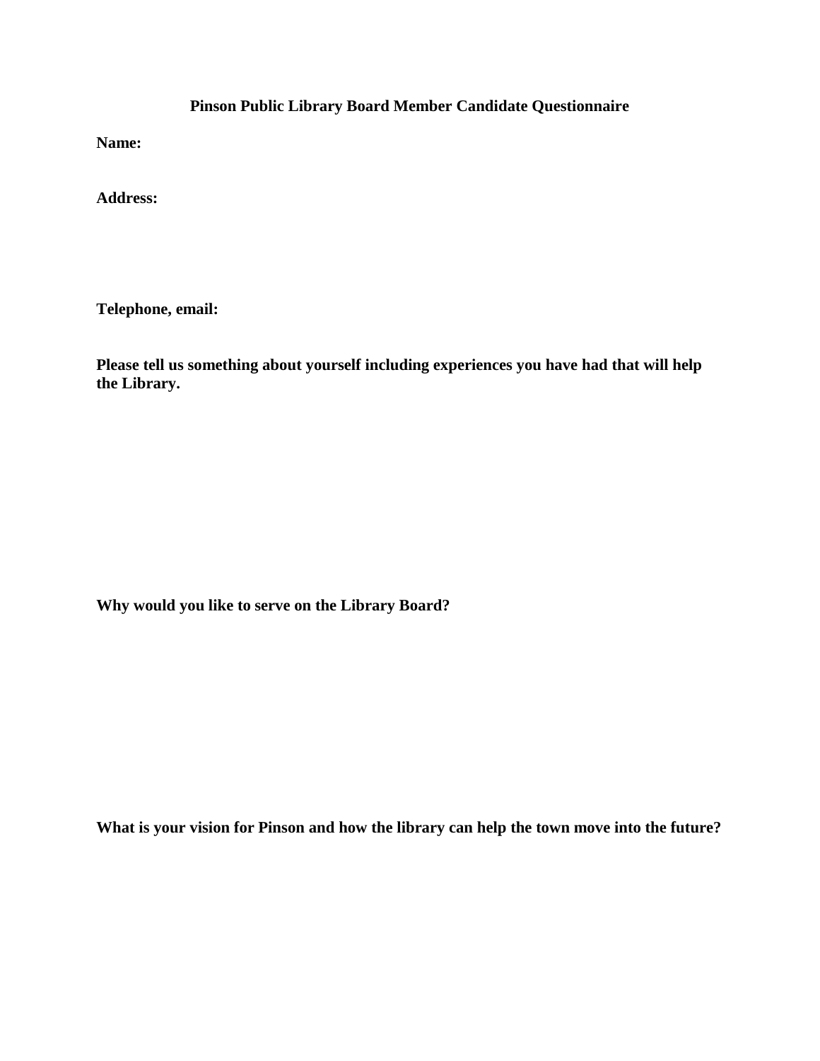**Pinson Public Library Board Member Candidate Questionnaire**

**Name:**

**Address:**

**Telephone, email:**

**Please tell us something about yourself including experiences you have had that will help the Library.**

**Why would you like to serve on the Library Board?**

**What is your vision for Pinson and how the library can help the town move into the future?**